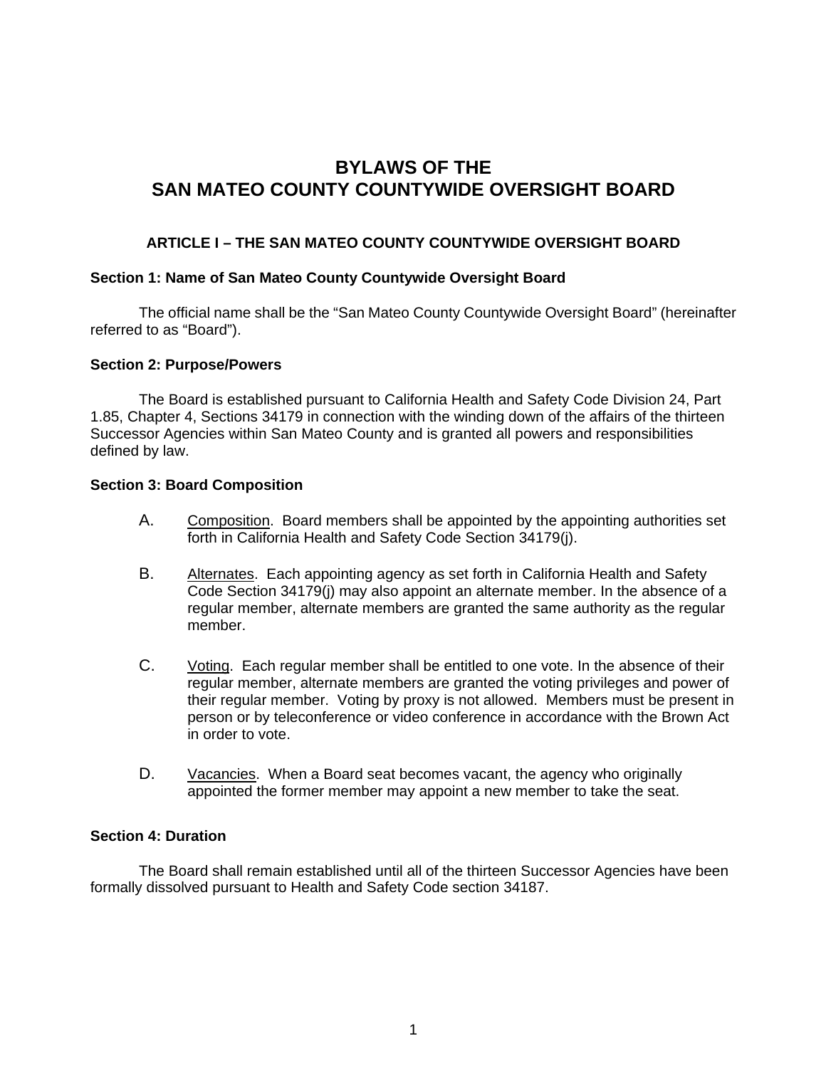# BYLAWS OF THE
# SAN MATEO COUNTY COUNTYWIDE OVERSIGHT BOARD

## ARTICLE I – THE SAN MATEO COUNTY COUNTYWIDE OVERSIGHT BOARD

### Section 1: Name of San Mateo County Countywide Oversight Board

The official name shall be the "San Mateo County Countywide Oversight Board" (hereinafter referred to as "Board").

### Section 2: Purpose/Powers

The Board is established pursuant to California Health and Safety Code Division 24, Part 1.85, Chapter 4, Sections 34179 in connection with the winding down of the affairs of the thirteen Successor Agencies within San Mateo County and is granted all powers and responsibilities defined by law.

### Section 3: Board Composition

A. Composition. Board members shall be appointed by the appointing authorities set forth in California Health and Safety Code Section 34179(j).

B. Alternates. Each appointing agency as set forth in California Health and Safety Code Section 34179(j) may also appoint an alternate member. In the absence of a regular member, alternate members are granted the same authority as the regular member.

C. Voting. Each regular member shall be entitled to one vote. In the absence of their regular member, alternate members are granted the voting privileges and power of their regular member. Voting by proxy is not allowed. Members must be present in person or by teleconference or video conference in accordance with the Brown Act in order to vote.

D. Vacancies. When a Board seat becomes vacant, the agency who originally appointed the former member may appoint a new member to take the seat.

### Section 4: Duration

The Board shall remain established until all of the thirteen Successor Agencies have been formally dissolved pursuant to Health and Safety Code section 34187.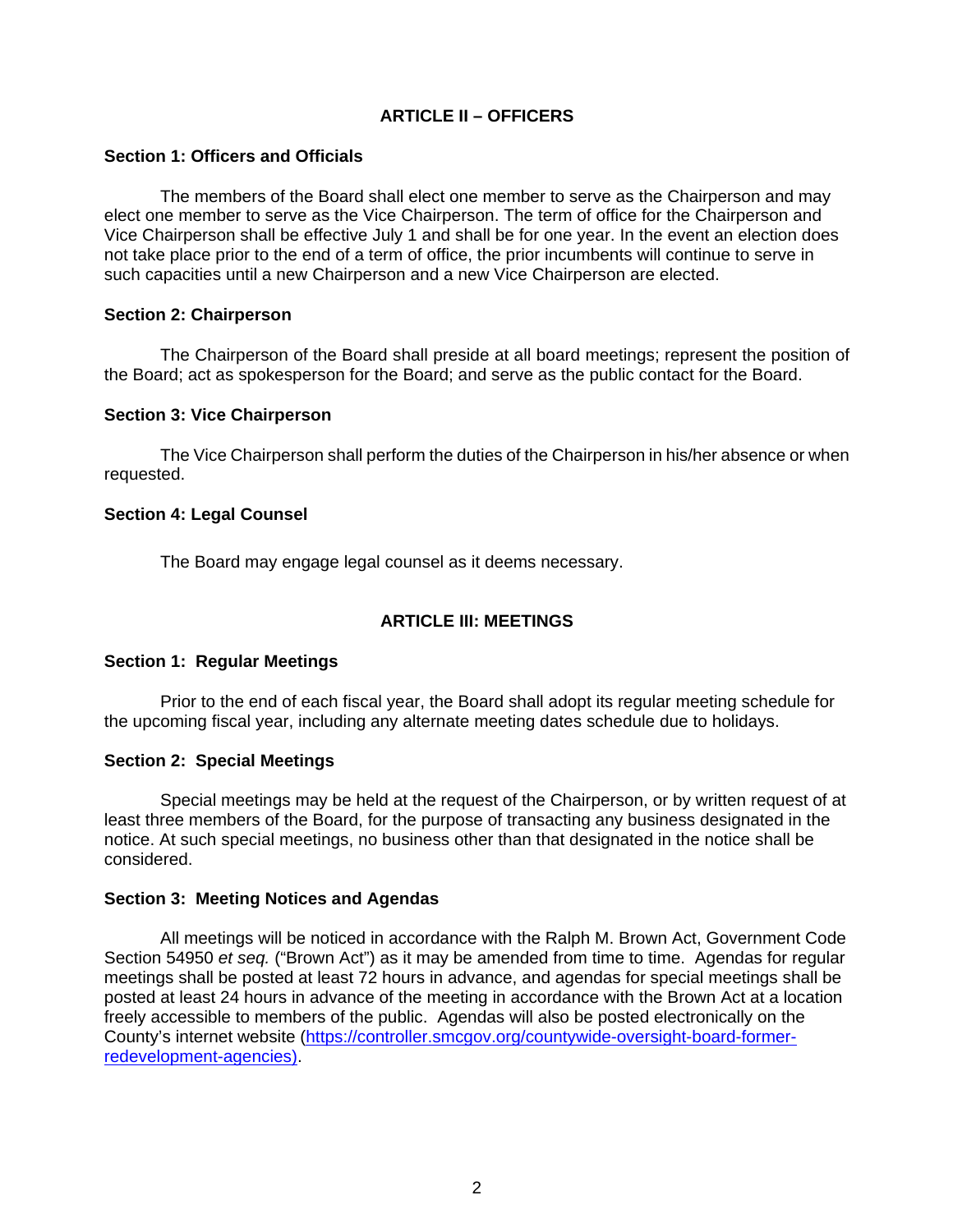## ARTICLE II – OFFICERS

### Section 1: Officers and Officials

The members of the Board shall elect one member to serve as the Chairperson and may elect one member to serve as the Vice Chairperson. The term of office for the Chairperson and Vice Chairperson shall be effective July 1 and shall be for one year. In the event an election does not take place prior to the end of a term of office, the prior incumbents will continue to serve in such capacities until a new Chairperson and a new Vice Chairperson are elected.

### Section 2: Chairperson

The Chairperson of the Board shall preside at all board meetings; represent the position of the Board; act as spokesperson for the Board; and serve as the public contact for the Board.

### Section 3: Vice Chairperson

The Vice Chairperson shall perform the duties of the Chairperson in his/her absence or when requested.

### Section 4: Legal Counsel

The Board may engage legal counsel as it deems necessary.

## ARTICLE III: MEETINGS

### Section 1: Regular Meetings

Prior to the end of each fiscal year, the Board shall adopt its regular meeting schedule for the upcoming fiscal year, including any alternate meeting dates schedule due to holidays.

### Section 2: Special Meetings

Special meetings may be held at the request of the Chairperson, or by written request of at least three members of the Board, for the purpose of transacting any business designated in the notice. At such special meetings, no business other than that designated in the notice shall be considered.

### Section 3: Meeting Notices and Agendas

All meetings will be noticed in accordance with the Ralph M. Brown Act, Government Code Section 54950 *et seq.* ("Brown Act") as it may be amended from time to time. Agendas for regular meetings shall be posted at least 72 hours in advance, and agendas for special meetings shall be posted at least 24 hours in advance of the meeting in accordance with the Brown Act at a location freely accessible to members of the public. Agendas will also be posted electronically on the County's internet website (https://controller.smcgov.org/countywide-oversight-board-former-redevelopment-agencies).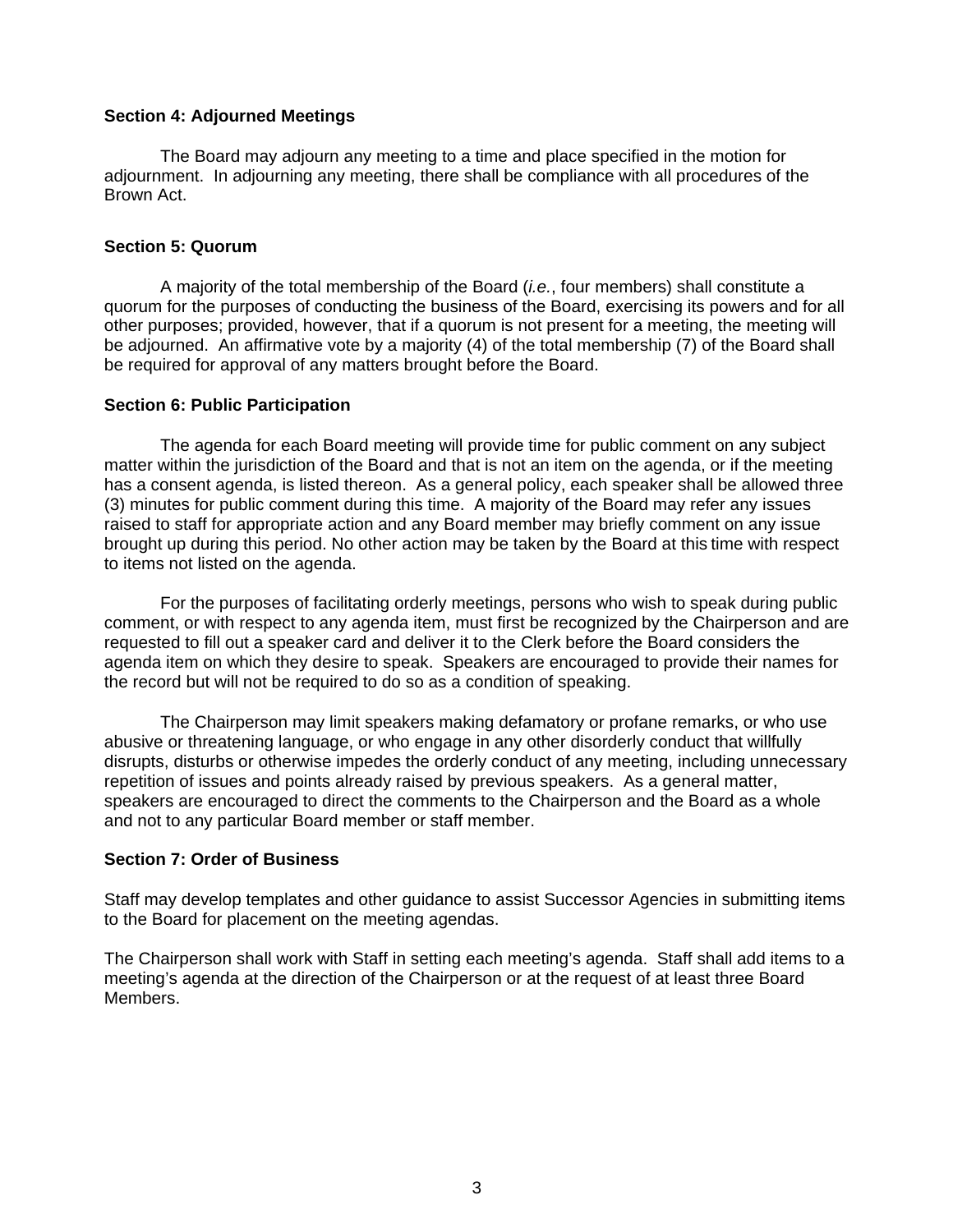**Section 4: Adjourned Meetings**

The Board may adjourn any meeting to a time and place specified in the motion for adjournment. In adjourning any meeting, there shall be compliance with all procedures of the Brown Act.

**Section 5: Quorum**

A majority of the total membership of the Board (*i.e.*, four members) shall constitute a quorum for the purposes of conducting the business of the Board, exercising its powers and for all other purposes; provided, however, that if a quorum is not present for a meeting, the meeting will be adjourned. An affirmative vote by a majority (4) of the total membership (7) of the Board shall be required for approval of any matters brought before the Board.

**Section 6: Public Participation**

The agenda for each Board meeting will provide time for public comment on any subject matter within the jurisdiction of the Board and that is not an item on the agenda, or if the meeting has a consent agenda, is listed thereon. As a general policy, each speaker shall be allowed three (3) minutes for public comment during this time. A majority of the Board may refer any issues raised to staff for appropriate action and any Board member may briefly comment on any issue brought up during this period. No other action may be taken by the Board at this time with respect to items not listed on the agenda.

For the purposes of facilitating orderly meetings, persons who wish to speak during public comment, or with respect to any agenda item, must first be recognized by the Chairperson and are requested to fill out a speaker card and deliver it to the Clerk before the Board considers the agenda item on which they desire to speak. Speakers are encouraged to provide their names for the record but will not be required to do so as a condition of speaking.

The Chairperson may limit speakers making defamatory or profane remarks, or who use abusive or threatening language, or who engage in any other disorderly conduct that willfully disrupts, disturbs or otherwise impedes the orderly conduct of any meeting, including unnecessary repetition of issues and points already raised by previous speakers. As a general matter, speakers are encouraged to direct the comments to the Chairperson and the Board as a whole and not to any particular Board member or staff member.

**Section 7: Order of Business**

Staff may develop templates and other guidance to assist Successor Agencies in submitting items to the Board for placement on the meeting agendas.

The Chairperson shall work with Staff in setting each meeting's agenda. Staff shall add items to a meeting's agenda at the direction of the Chairperson or at the request of at least three Board Members.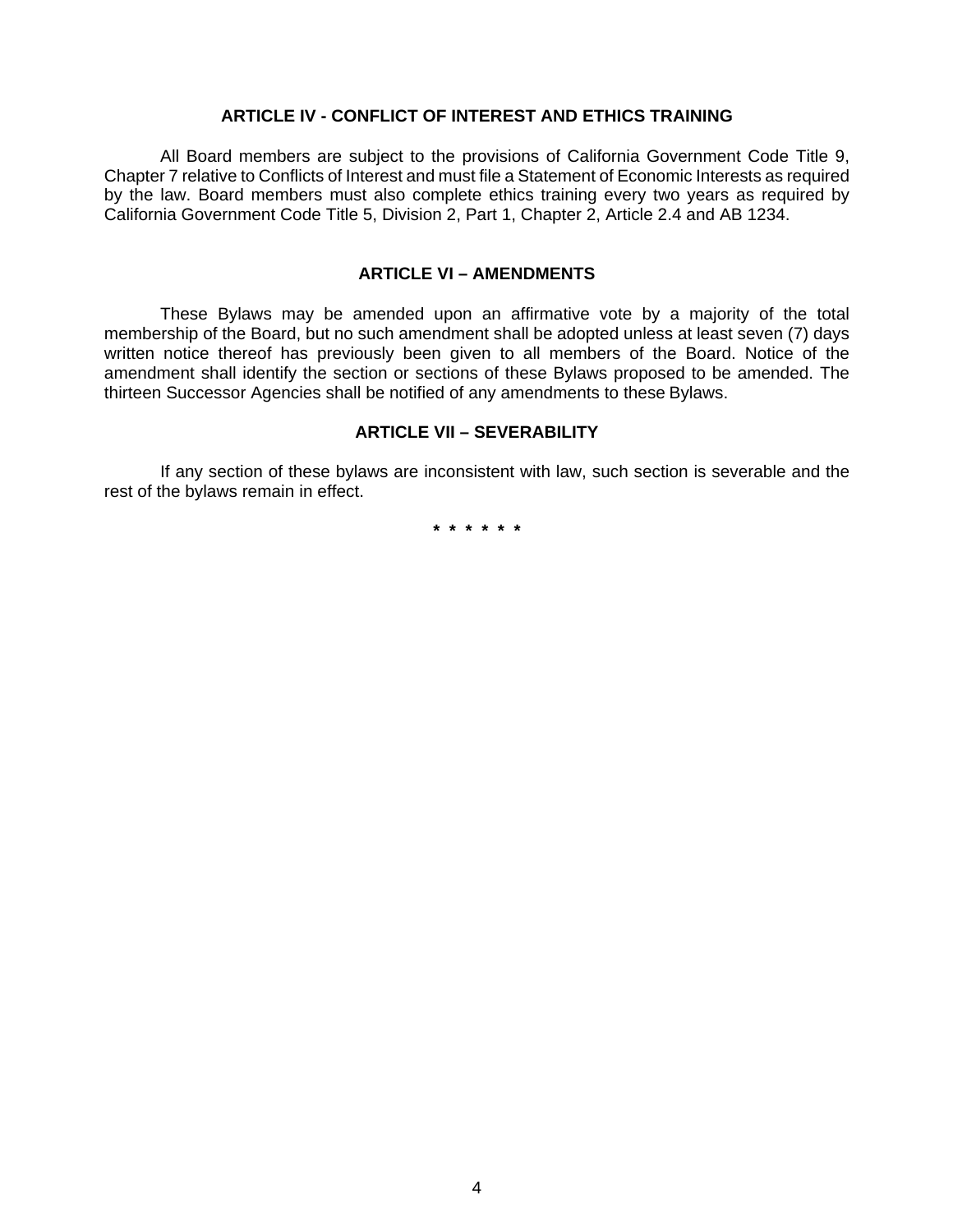## ARTICLE IV - CONFLICT OF INTEREST AND ETHICS TRAINING

All Board members are subject to the provisions of California Government Code Title 9, Chapter 7 relative to Conflicts of Interest and must file a Statement of Economic Interests as required by the law. Board members must also complete ethics training every two years as required by California Government Code Title 5, Division 2, Part 1, Chapter 2, Article 2.4 and AB 1234.

## ARTICLE VI – AMENDMENTS

These Bylaws may be amended upon an affirmative vote by a majority of the total membership of the Board, but no such amendment shall be adopted unless at least seven (7) days written notice thereof has previously been given to all members of the Board. Notice of the amendment shall identify the section or sections of these Bylaws proposed to be amended. The thirteen Successor Agencies shall be notified of any amendments to these Bylaws.

## ARTICLE VII – SEVERABILITY

If any section of these bylaws are inconsistent with law, such section is severable and the rest of the bylaws remain in effect.

**\* \* \* \* \* \***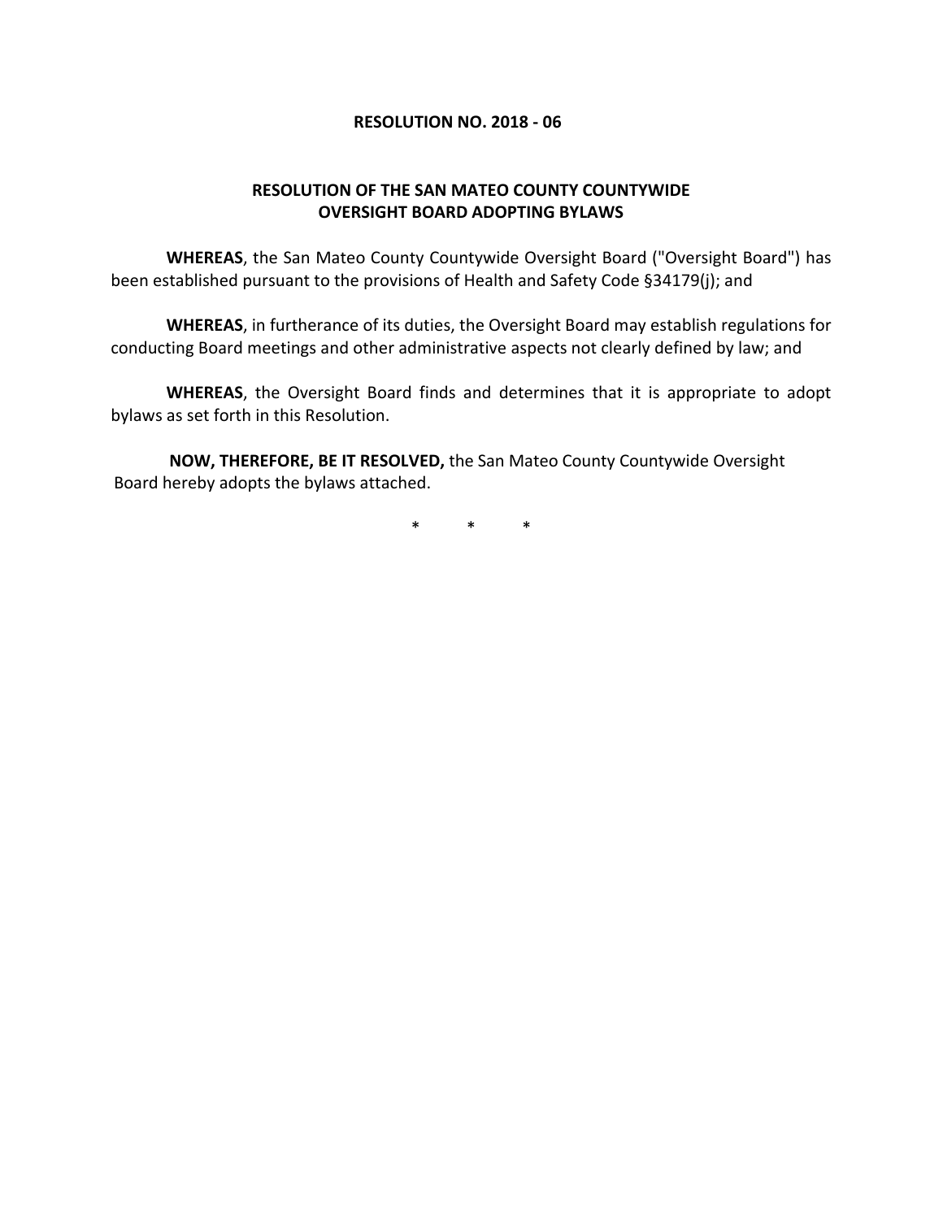**RESOLUTION NO. 2018 - 06**

**RESOLUTION OF THE SAN MATEO COUNTY COUNTYWIDE OVERSIGHT BOARD ADOPTING BYLAWS**

**WHEREAS**, the San Mateo County Countywide Oversight Board ("Oversight Board") has been established pursuant to the provisions of Health and Safety Code §34179(j); and

**WHEREAS**, in furtherance of its duties, the Oversight Board may establish regulations for conducting Board meetings and other administrative aspects not clearly defined by law; and

**WHEREAS**, the Oversight Board finds and determines that it is appropriate to adopt bylaws as set forth in this Resolution.

**NOW, THEREFORE, BE IT RESOLVED,** the San Mateo County Countywide Oversight Board hereby adopts the bylaws attached.

\* \* \*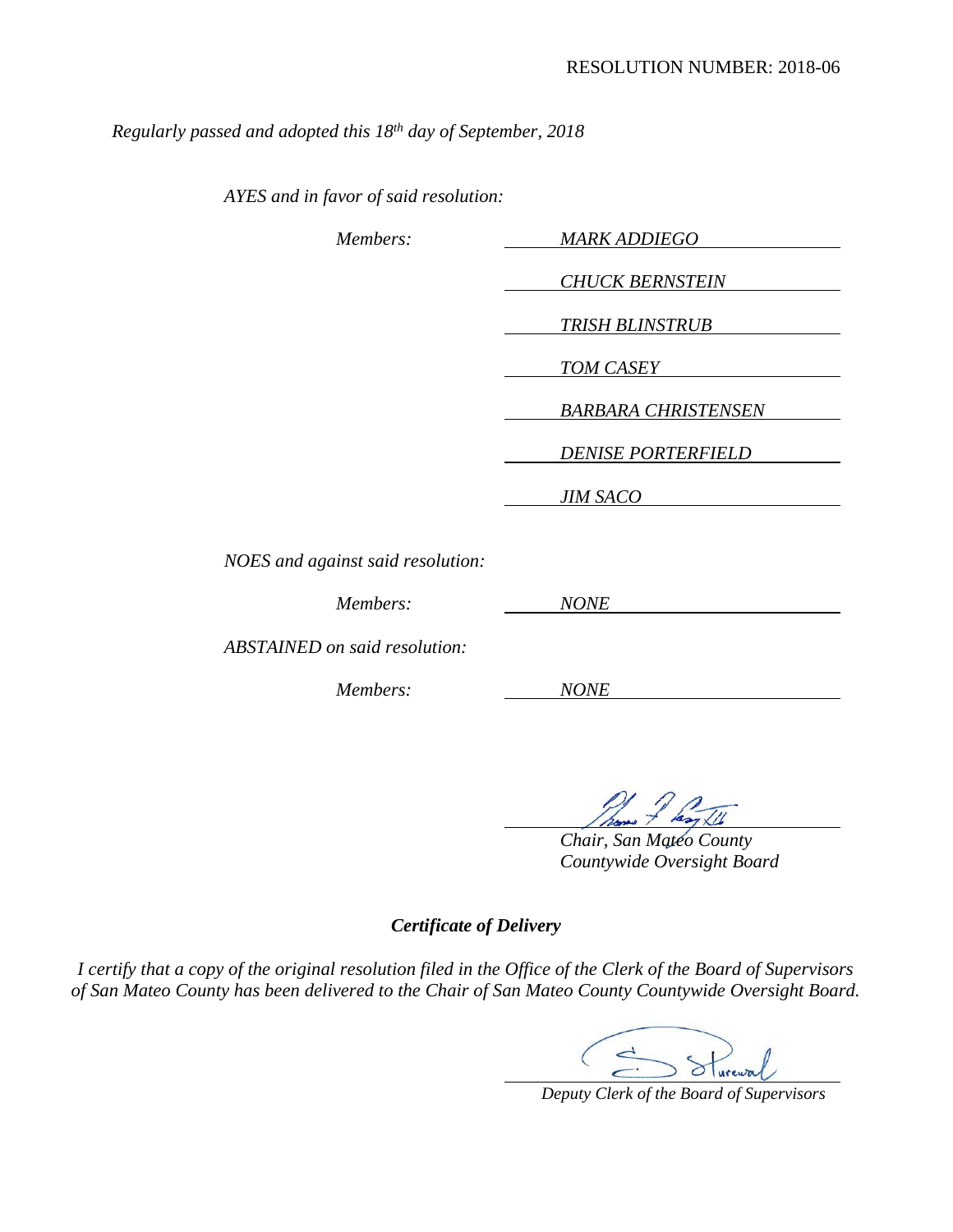RESOLUTION NUMBER: 2018-06

*Regularly passed and adopted this 18th day of September, 2018*

*AYES and in favor of said resolution:*

*Members:* *MARK ADDIEGO*

*CHUCK BERNSTEIN*

*TRISH BLINSTRUB*

*TOM CASEY*

*BARBARA CHRISTENSEN*

*DENISE PORTERFIELD*

*JIM SACO*

*NOES and against said resolution:*

*Members:* *NONE*

*ABSTAINED on said resolution:*

*Members:* *NONE*

*Chair, San Mateo County Countywide Oversight Board*

***Certificate of Delivery***

*I certify that a copy of the original resolution filed in the Office of the Clerk of the Board of Supervisors of San Mateo County has been delivered to the Chair of San Mateo County Countywide Oversight Board.*

*Deputy Clerk of the Board of Supervisors*